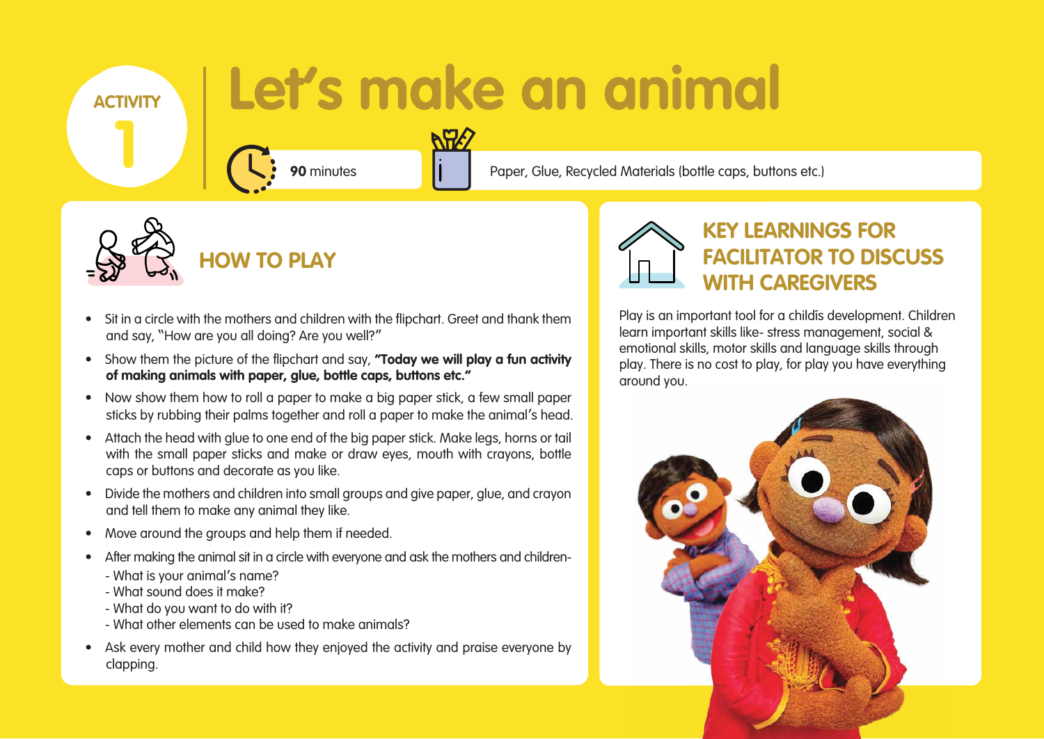ACTIVITY 1

# Let's make an animal

**90** minutes

Paper, Glue, Recycled Materials (bottle caps, buttons etc.)

## HOW TO PLAY

- Sit in a circle with the mothers and children with the flipchart. Greet and thank them and say, "How are you all doing? Are you well?"
- Show them the picture of the flipchart and say, **"Today we will play a fun activity of making animals with paper, glue, bottle caps, buttons etc."**
- Now show them how to roll a paper to make a big paper stick, a few small paper sticks by rubbing their palms together and roll a paper to make the animal's head.
- Attach the head with glue to one end of the big paper stick. Make legs, horns or tail with the small paper sticks and make or draw eyes, mouth with crayons, bottle caps or buttons and decorate as you like.
- Divide the mothers and children into small groups and give paper, glue, and crayon and tell them to make any animal they like.
- Move around the groups and help them if needed.
- After making the animal sit in a circle with everyone and ask the mothers and children-
  - What is your animal's name?
  - What sound does it make?
  - What do you want to do with it?
  - What other elements can be used to make animals?
- Ask every mother and child how they enjoyed the activity and praise everyone by clapping.

## KEY LEARNINGS FOR FACILITATOR TO DISCUSS WITH CAREGIVERS

Play is an important tool for a childís development. Children learn important skills like- stress management, social & emotional skills, motor skills and language skills through play. There is no cost to play, for play you have everything around you.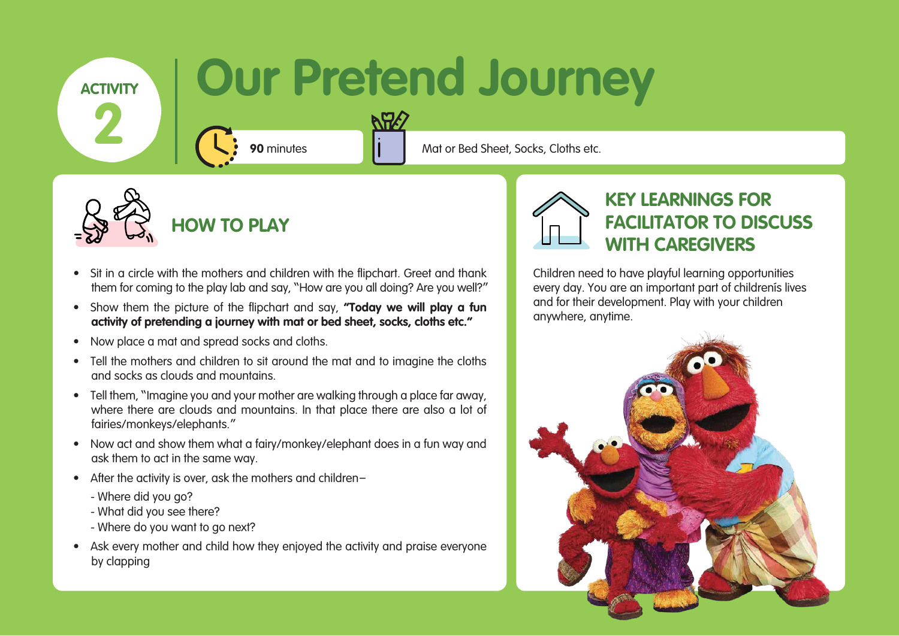ACTIVITY 2

# Our Pretend Journey

**90** minutes

Mat or Bed Sheet, Socks, Cloths etc.

## HOW TO PLAY

- Sit in a circle with the mothers and children with the flipchart. Greet and thank them for coming to the play lab and say, "How are you all doing? Are you well?"
- Show them the picture of the flipchart and say, **"Today we will play a fun activity of pretending a journey with mat or bed sheet, socks, cloths etc."**
- Now place a mat and spread socks and cloths.
- Tell the mothers and children to sit around the mat and to imagine the cloths and socks as clouds and mountains.
- Tell them, "Imagine you and your mother are walking through a place far away, where there are clouds and mountains. In that place there are also a lot of fairies/monkeys/elephants."
- Now act and show them what a fairy/monkey/elephant does in a fun way and ask them to act in the same way.
- After the activity is over, ask the mothers and children–
  - Where did you go?
  - What did you see there?
  - Where do you want to go next?
- Ask every mother and child how they enjoyed the activity and praise everyone by clapping

## KEY LEARNINGS FOR FACILITATOR TO DISCUSS WITH CAREGIVERS

Children need to have playful learning opportunities every day. You are an important part of childrenís lives and for their development. Play with your children anywhere, anytime.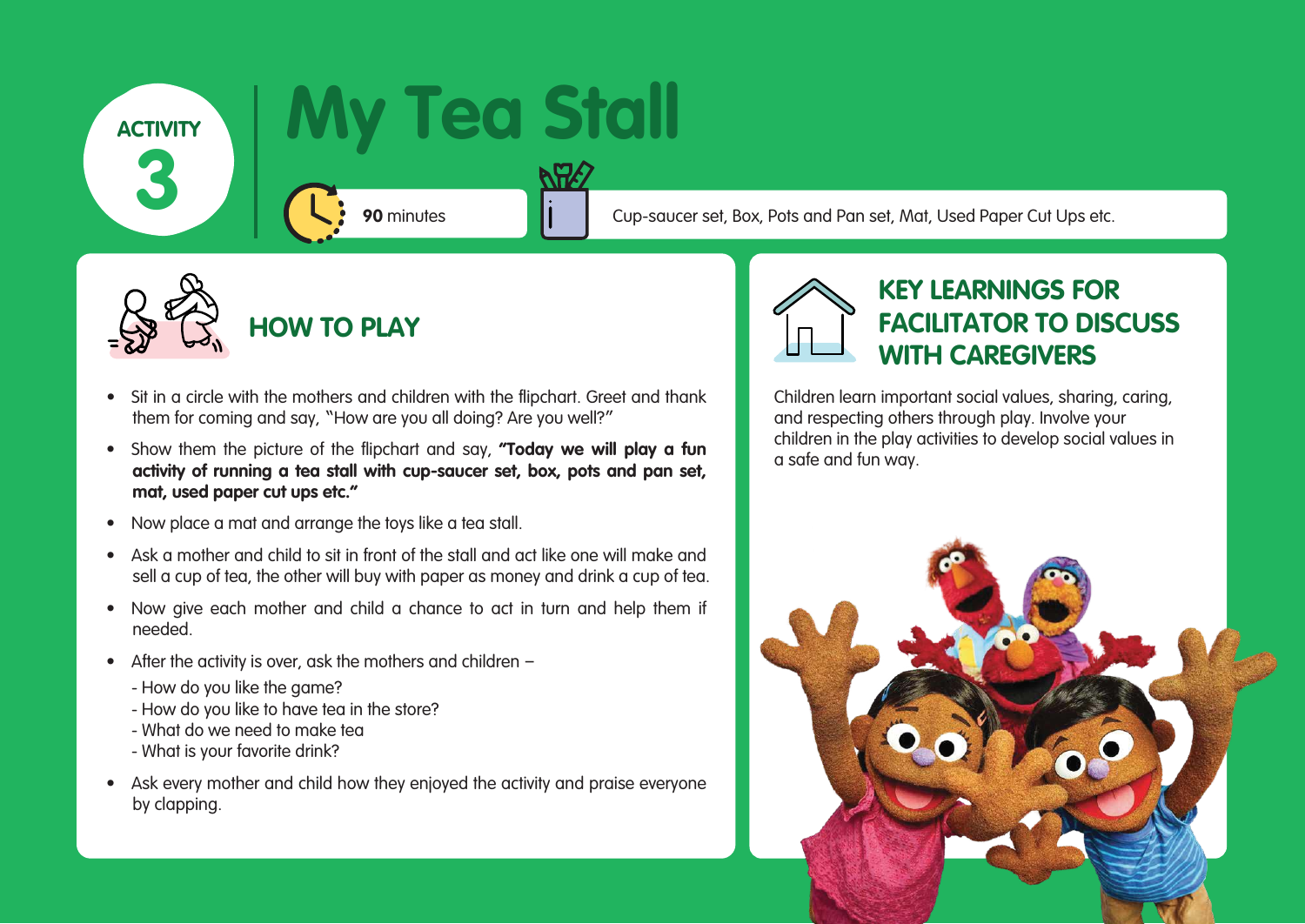# ACTIVITY 3

# My Tea Stall

**90** minutes

Cup-saucer set, Box, Pots and Pan set, Mat, Used Paper Cut Ups etc.

## HOW TO PLAY

- Sit in a circle with the mothers and children with the flipchart. Greet and thank them for coming and say, "How are you all doing? Are you well?"
- Show them the picture of the flipchart and say, **"Today we will play a fun activity of running a tea stall with cup-saucer set, box, pots and pan set, mat, used paper cut ups etc."**
- Now place a mat and arrange the toys like a tea stall.
- Ask a mother and child to sit in front of the stall and act like one will make and sell a cup of tea, the other will buy with paper as money and drink a cup of tea.
- Now give each mother and child a chance to act in turn and help them if needed.
- After the activity is over, ask the mothers and children –
  - How do you like the game?
  - How do you like to have tea in the store?
  - What do we need to make tea
  - What is your favorite drink?
- Ask every mother and child how they enjoyed the activity and praise everyone by clapping.

## KEY LEARNINGS FOR FACILITATOR TO DISCUSS WITH CAREGIVERS

Children learn important social values, sharing, caring, and respecting others through play. Involve your children in the play activities to develop social values in a safe and fun way.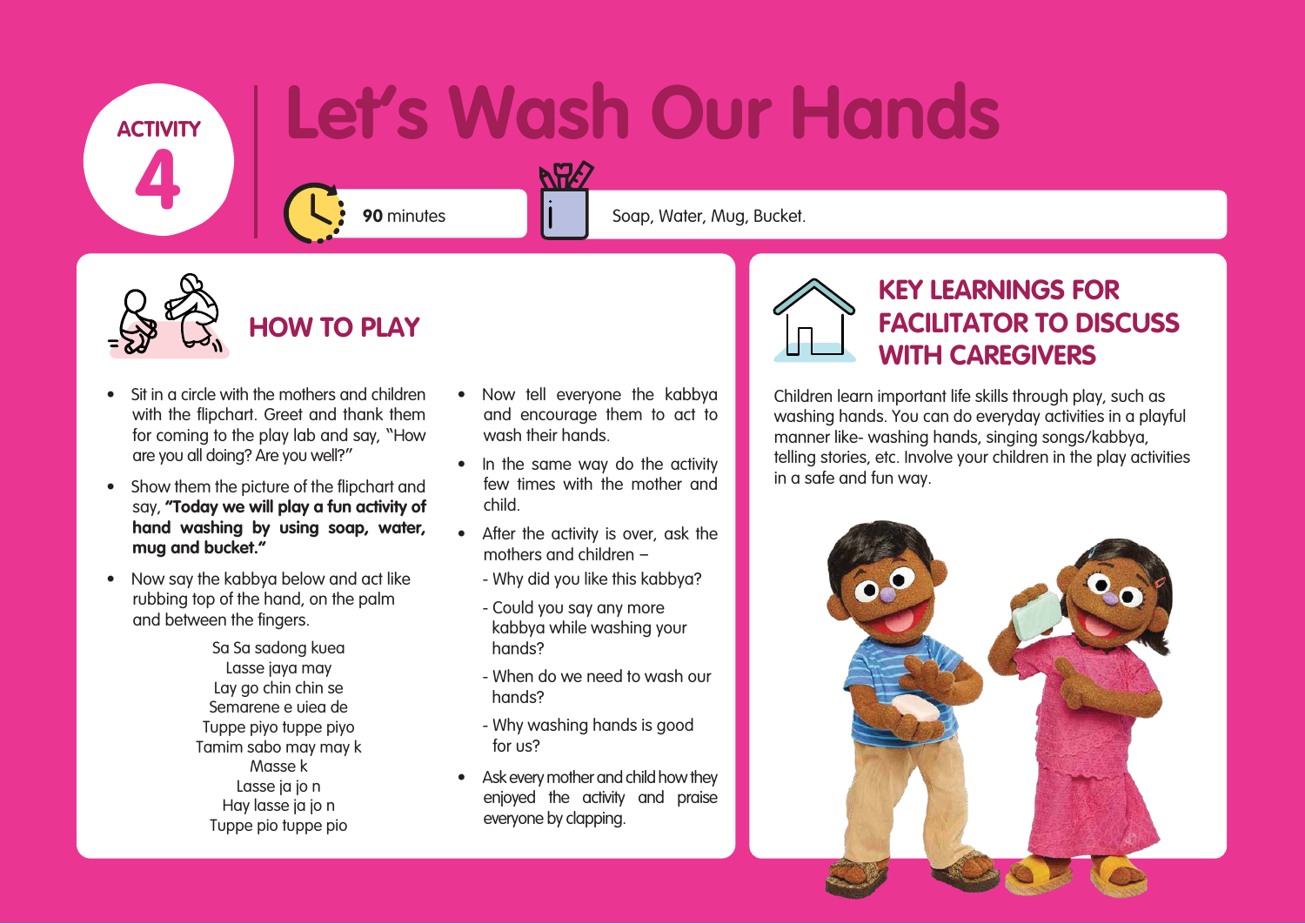# ACTIVITY 4

# Let's Wash Our Hands

**90** minutes

Soap, Water, Mug, Bucket.

## HOW TO PLAY

- Sit in a circle with the mothers and children with the flipchart. Greet and thank them for coming to the play lab and say, "How are you all doing? Are you well?"
- Show them the picture of the flipchart and say, **"Today we will play a fun activity of hand washing by using soap, water, mug and bucket."**
- Now say the kabbya below and act like rubbing top of the hand, on the palm and between the fingers.

Sa Sa sadong kuea
Lasse jaya may
Lay go chin chin se
Semarene e uiea de
Tuppe piyo tuppe piyo
Tamim sabo may may k
Masse k
Lasse ja jo n
Hay lasse ja jo n
Tuppe pio tuppe pio

- Now tell everyone the kabbya and encourage them to act to wash their hands.
- In the same way do the activity few times with the mother and child.
- After the activity is over, ask the mothers and children –
  - Why did you like this kabbya?
  - Could you say any more kabbya while washing your hands?
  - When do we need to wash our hands?
  - Why washing hands is good for us?
- Ask every mother and child how they enjoyed the activity and praise everyone by clapping.

## KEY LEARNINGS FOR FACILITATOR TO DISCUSS WITH CAREGIVERS

Children learn important life skills through play, such as washing hands. You can do everyday activities in a playful manner like- washing hands, singing songs/kabbya, telling stories, etc. Involve your children in the play activities in a safe and fun way.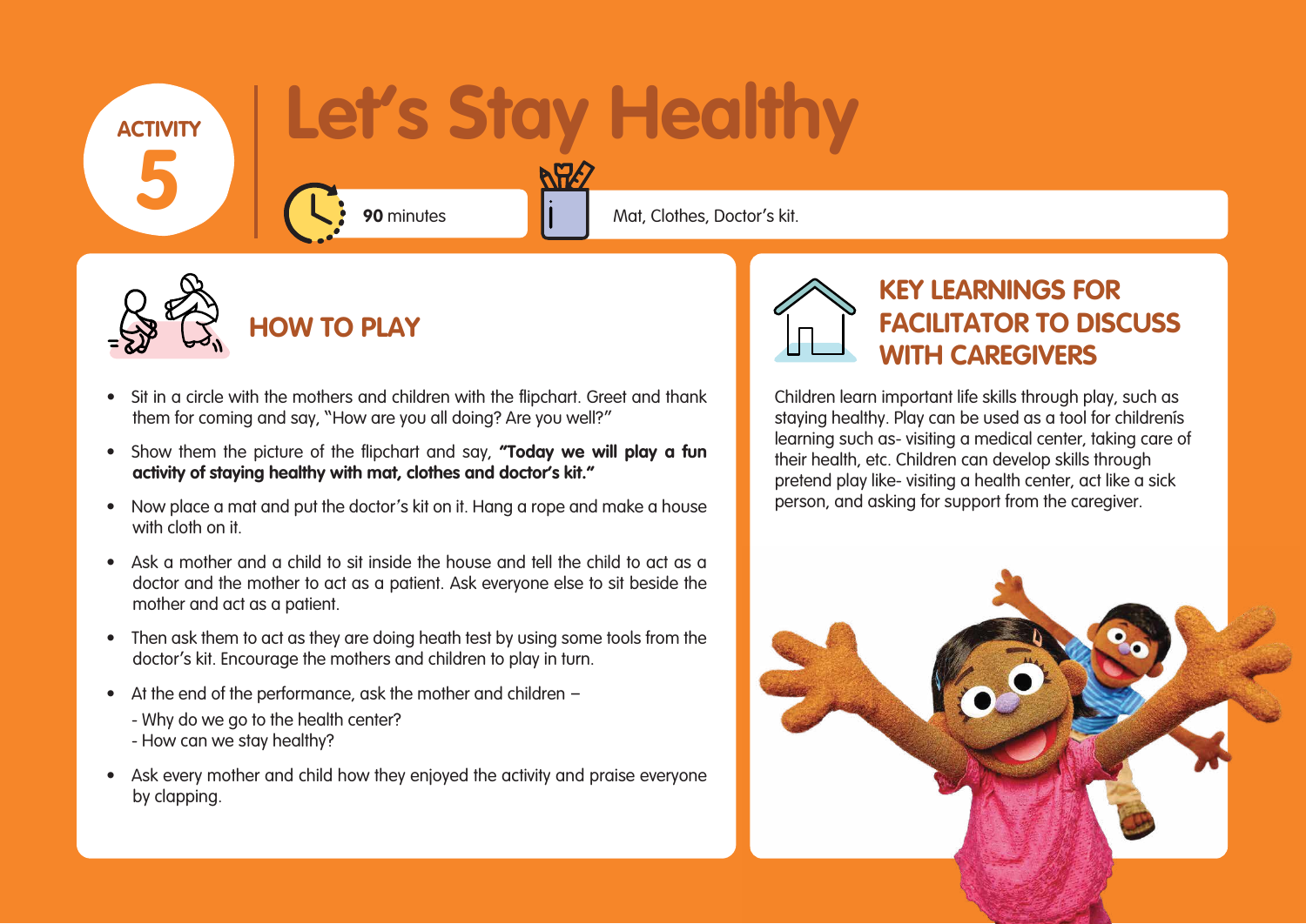ACTIVITY 5

# Let's Stay Healthy

**90** minutes

Mat, Clothes, Doctor's kit.

## HOW TO PLAY

- Sit in a circle with the mothers and children with the flipchart. Greet and thank them for coming and say, "How are you all doing? Are you well?"
- Show them the picture of the flipchart and say, **"Today we will play a fun activity of staying healthy with mat, clothes and doctor's kit."**
- Now place a mat and put the doctor's kit on it. Hang a rope and make a house with cloth on it.
- Ask a mother and a child to sit inside the house and tell the child to act as a doctor and the mother to act as a patient. Ask everyone else to sit beside the mother and act as a patient.
- Then ask them to act as they are doing heath test by using some tools from the doctor's kit. Encourage the mothers and children to play in turn.
- At the end of the performance, ask the mother and children –
  - Why do we go to the health center?
  - How can we stay healthy?
- Ask every mother and child how they enjoyed the activity and praise everyone by clapping.

## KEY LEARNINGS FOR FACILITATOR TO DISCUSS WITH CAREGIVERS

Children learn important life skills through play, such as staying healthy. Play can be used as a tool for childrenís learning such as- visiting a medical center, taking care of their health, etc. Children can develop skills through pretend play like- visiting a health center, act like a sick person, and asking for support from the caregiver.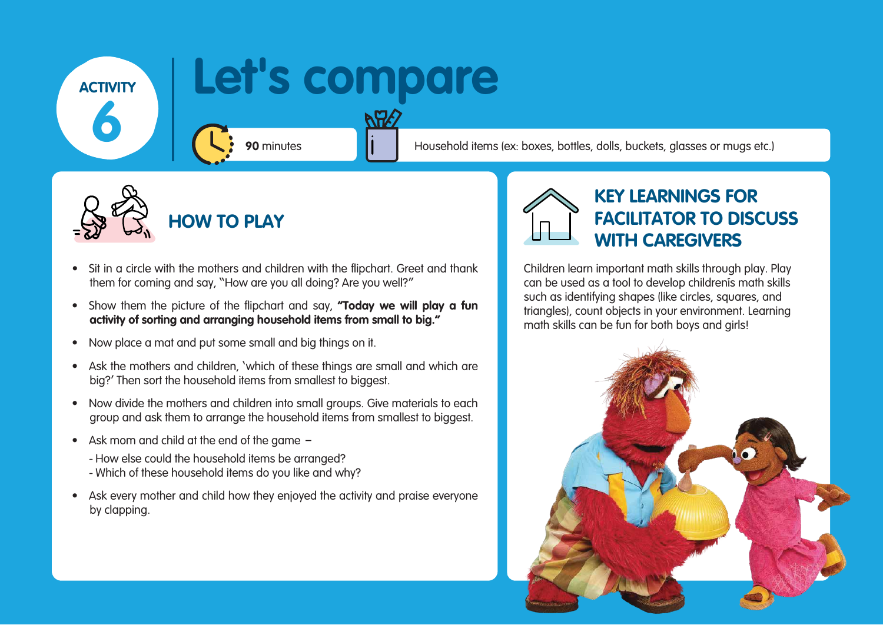ACTIVITY 6

# Let's compare

**90** minutes

Household items (ex: boxes, bottles, dolls, buckets, glasses or mugs etc.)

## HOW TO PLAY

- Sit in a circle with the mothers and children with the flipchart. Greet and thank them for coming and say, "How are you all doing? Are you well?"
- Show them the picture of the flipchart and say, **"Today we will play a fun activity of sorting and arranging household items from small to big."**
- Now place a mat and put some small and big things on it.
- Ask the mothers and children, 'which of these things are small and which are big?' Then sort the household items from smallest to biggest.
- Now divide the mothers and children into small groups. Give materials to each group and ask them to arrange the household items from smallest to biggest.
- Ask mom and child at the end of the game –
  - How else could the household items be arranged?
  - Which of these household items do you like and why?
- Ask every mother and child how they enjoyed the activity and praise everyone by clapping.

## KEY LEARNINGS FOR FACILITATOR TO DISCUSS WITH CAREGIVERS

Children learn important math skills through play. Play can be used as a tool to develop childrenís math skills such as identifying shapes (like circles, squares, and triangles), count objects in your environment. Learning math skills can be fun for both boys and girls!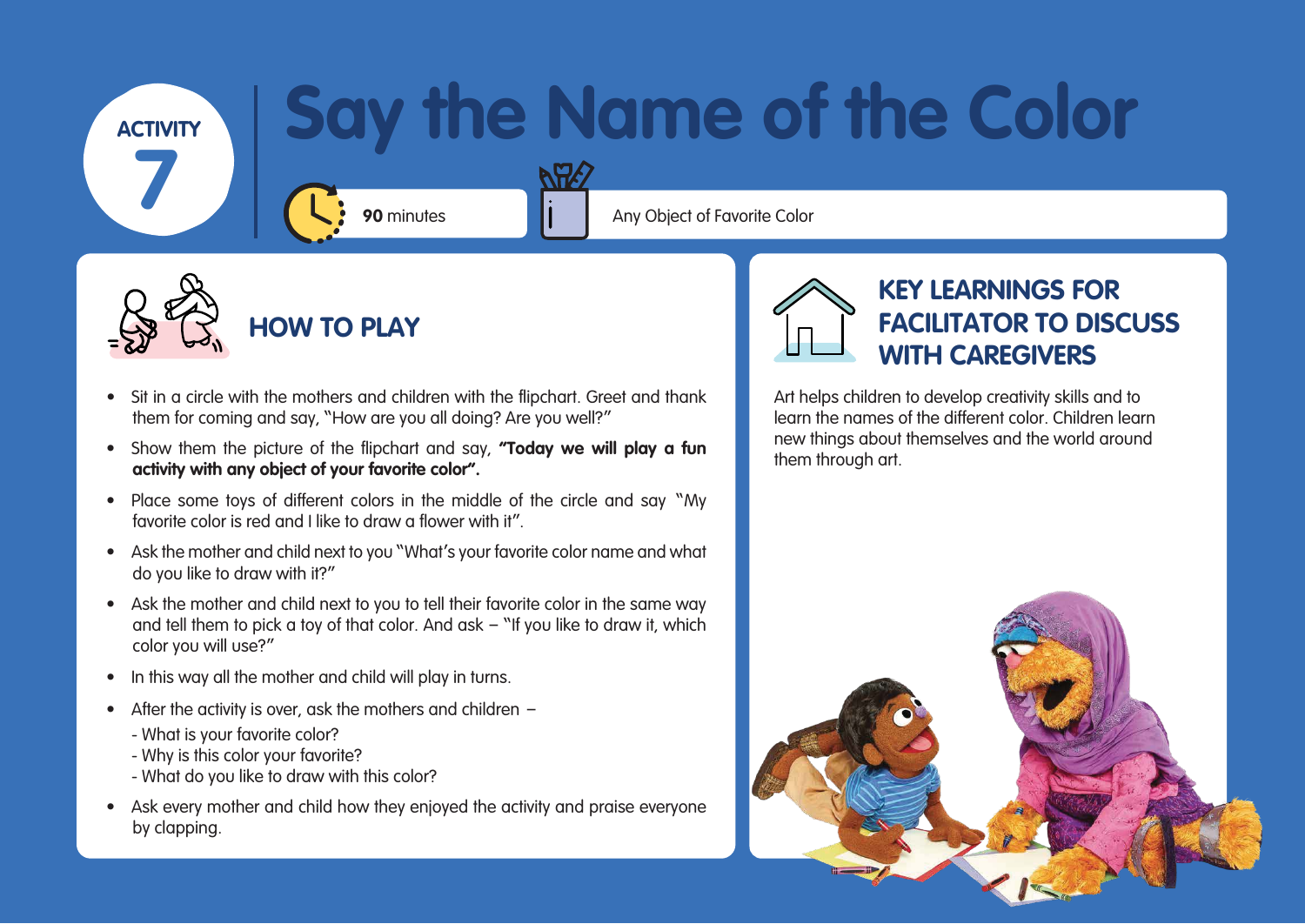ACTIVITY 7

# Say the Name of the Color

**90** minutes

Any Object of Favorite Color

## HOW TO PLAY

- Sit in a circle with the mothers and children with the flipchart. Greet and thank them for coming and say, "How are you all doing? Are you well?"
- Show them the picture of the flipchart and say, **"Today we will play a fun activity with any object of your favorite color".**
- Place some toys of different colors in the middle of the circle and say "My favorite color is red and I like to draw a flower with it".
- Ask the mother and child next to you "What's your favorite color name and what do you like to draw with it?"
- Ask the mother and child next to you to tell their favorite color in the same way and tell them to pick a toy of that color. And ask – "If you like to draw it, which color you will use?"
- In this way all the mother and child will play in turns.
- After the activity is over, ask the mothers and children –
  - What is your favorite color?
  - Why is this color your favorite?
  - What do you like to draw with this color?
- Ask every mother and child how they enjoyed the activity and praise everyone by clapping.

## KEY LEARNINGS FOR FACILITATOR TO DISCUSS WITH CAREGIVERS

Art helps children to develop creativity skills and to learn the names of the different color. Children learn new things about themselves and the world around them through art.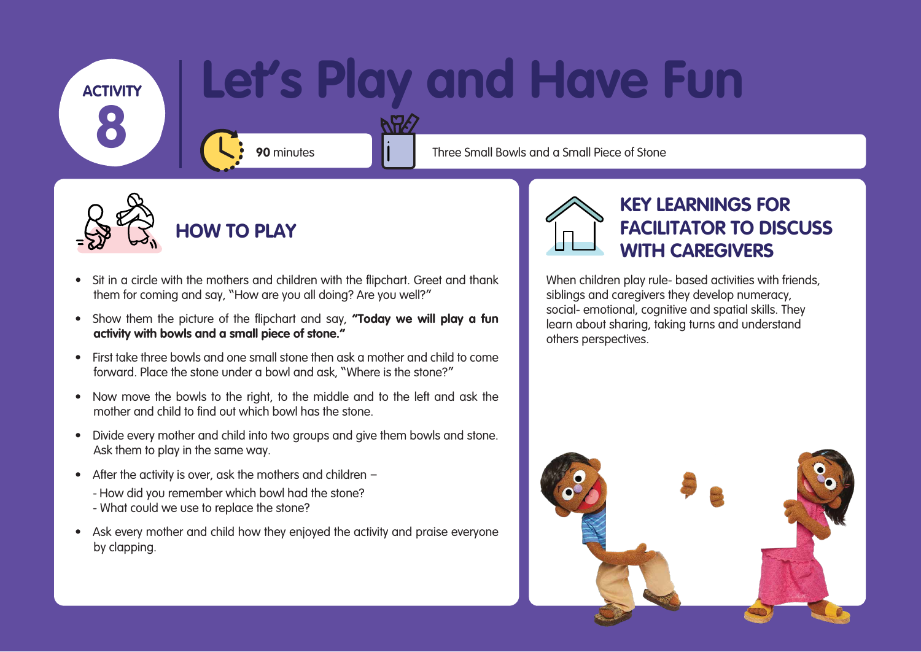ACTIVITY 8

# Let's Play and Have Fun

**90** minutes

Three Small Bowls and a Small Piece of Stone

## HOW TO PLAY

- Sit in a circle with the mothers and children with the flipchart. Greet and thank them for coming and say, "How are you all doing? Are you well?"
- Show them the picture of the flipchart and say, **"Today we will play a fun activity with bowls and a small piece of stone."**
- First take three bowls and one small stone then ask a mother and child to come forward. Place the stone under a bowl and ask, "Where is the stone?"
- Now move the bowls to the right, to the middle and to the left and ask the mother and child to find out which bowl has the stone.
- Divide every mother and child into two groups and give them bowls and stone. Ask them to play in the same way.
- After the activity is over, ask the mothers and children –
  - How did you remember which bowl had the stone?
  - What could we use to replace the stone?
- Ask every mother and child how they enjoyed the activity and praise everyone by clapping.

## KEY LEARNINGS FOR FACILITATOR TO DISCUSS WITH CAREGIVERS

When children play rule- based activities with friends, siblings and caregivers they develop numeracy, social- emotional, cognitive and spatial skills. They learn about sharing, taking turns and understand others perspectives.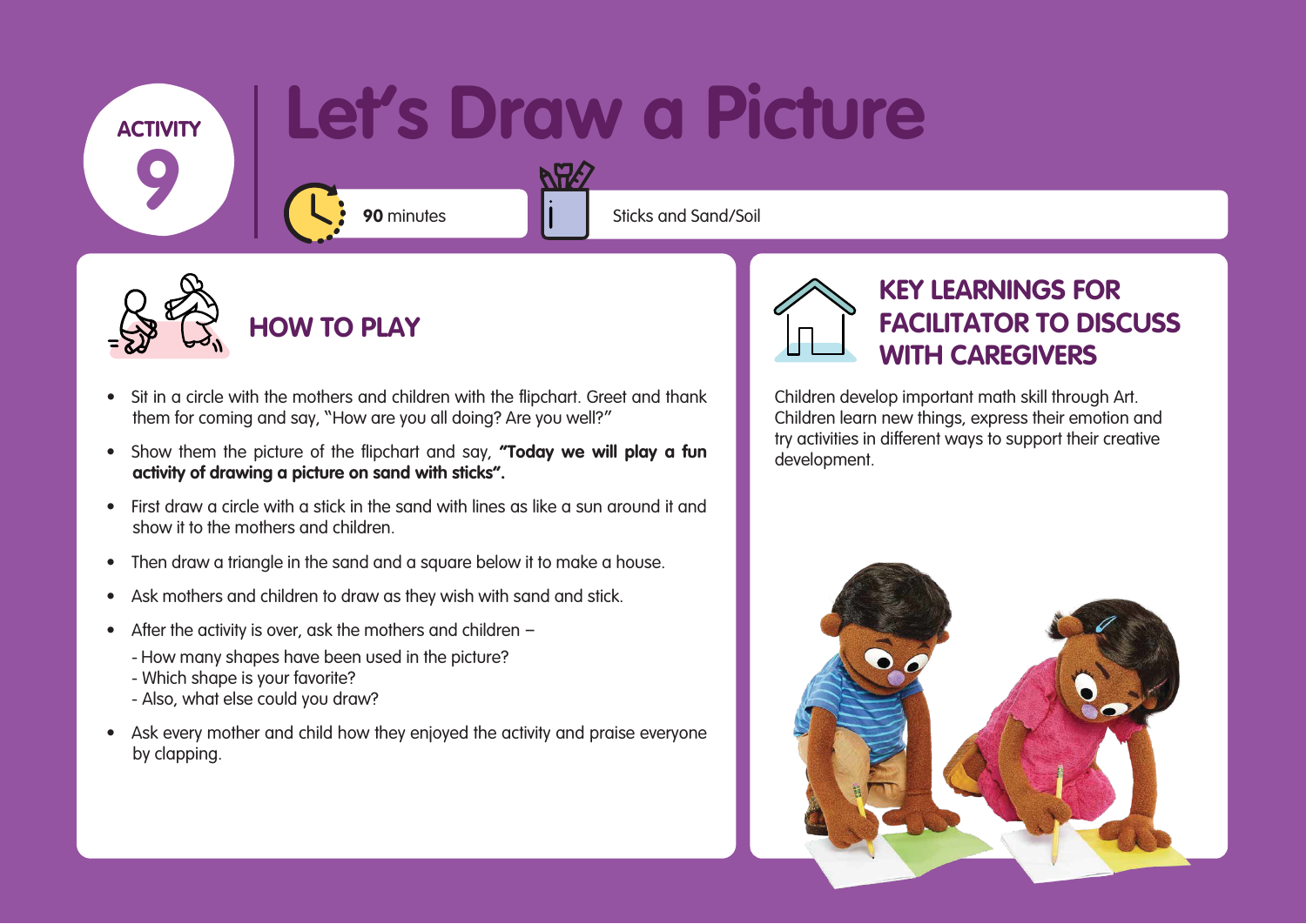ACTIVITY 9

# Let's Draw a Picture

**90** minutes

Sticks and Sand/Soil

## HOW TO PLAY

- Sit in a circle with the mothers and children with the flipchart. Greet and thank them for coming and say, "How are you all doing? Are you well?"
- Show them the picture of the flipchart and say, **"Today we will play a fun activity of drawing a picture on sand with sticks".**
- First draw a circle with a stick in the sand with lines as like a sun around it and show it to the mothers and children.
- Then draw a triangle in the sand and a square below it to make a house.
- Ask mothers and children to draw as they wish with sand and stick.
- After the activity is over, ask the mothers and children –
  - How many shapes have been used in the picture?
  - Which shape is your favorite?
  - Also, what else could you draw?
- Ask every mother and child how they enjoyed the activity and praise everyone by clapping.

## KEY LEARNINGS FOR FACILITATOR TO DISCUSS WITH CAREGIVERS

Children develop important math skill through Art. Children learn new things, express their emotion and try activities in different ways to support their creative development.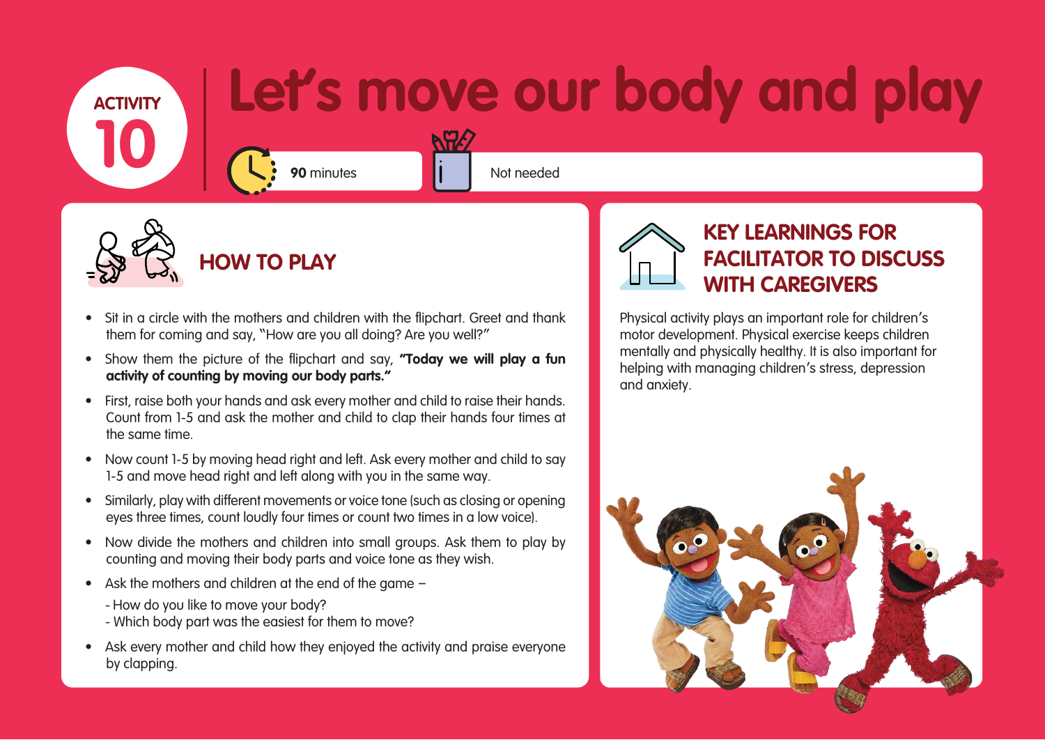# ACTIVITY 10

# Let's move our body and play

**90** minutes

Not needed

## HOW TO PLAY

- Sit in a circle with the mothers and children with the flipchart. Greet and thank them for coming and say, "How are you all doing? Are you well?"
- Show them the picture of the flipchart and say, **"Today we will play a fun activity of counting by moving our body parts."**
- First, raise both your hands and ask every mother and child to raise their hands. Count from 1-5 and ask the mother and child to clap their hands four times at the same time.
- Now count 1-5 by moving head right and left. Ask every mother and child to say 1-5 and move head right and left along with you in the same way.
- Similarly, play with different movements or voice tone (such as closing or opening eyes three times, count loudly four times or count two times in a low voice).
- Now divide the mothers and children into small groups. Ask them to play by counting and moving their body parts and voice tone as they wish.
- Ask the mothers and children at the end of the game –
  - How do you like to move your body?
  - Which body part was the easiest for them to move?
- Ask every mother and child how they enjoyed the activity and praise everyone by clapping.

## KEY LEARNINGS FOR FACILITATOR TO DISCUSS WITH CAREGIVERS

Physical activity plays an important role for children's motor development. Physical exercise keeps children mentally and physically healthy. It is also important for helping with managing children's stress, depression and anxiety.